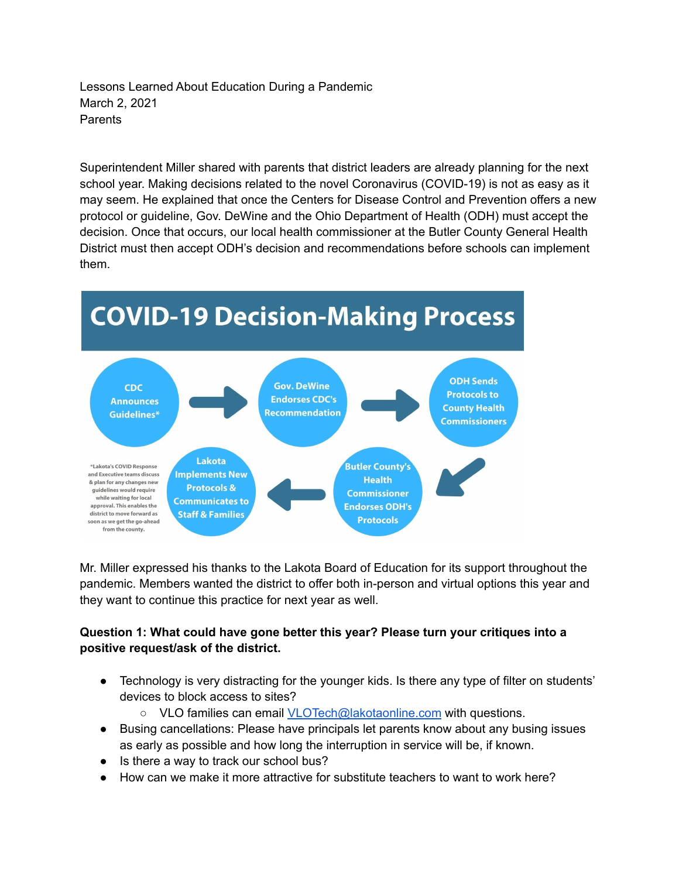Lessons Learned About Education During a Pandemic
March 2, 2021
Parents

Superintendent Miller shared with parents that district leaders are already planning for the next school year. Making decisions related to the novel Coronavirus (COVID-19) is not as easy as it may seem. He explained that once the Centers for Disease Control and Prevention offers a new protocol or guideline, Gov. DeWine and the Ohio Department of Health (ODH) must accept the decision. Once that occurs, our local health commissioner at the Butler County General Health District must then accept ODH's decision and recommendations before schools can implement them.

**COVID-19 Decision-Making Process**

CDC Announces Guidelines* → Gov. DeWine Endorses CDC's Recommendation → ODH Sends Protocols to County Health Commissioners → Butler County's Health Commissioner Endorses ODH's Protocols → Lakota Implements New Protocols & Communicates to Staff & Families

*Lakota's COVID Response and Executive teams discuss & plan for any changes new guidelines would require while waiting for local approval. This enables the district to move forward as soon as we get the go-ahead from the county.

Mr. Miller expressed his thanks to the Lakota Board of Education for its support throughout the pandemic. Members wanted the district to offer both in-person and virtual options this year and they want to continue this practice for next year as well.

**Question 1: What could have gone better this year? Please turn your critiques into a positive request/ask of the district.**

- Technology is very distracting for the younger kids. Is there any type of filter on students' devices to block access to sites?
    - VLO families can email VLOTech@lakotaonline.com with questions.
- Busing cancellations: Please have principals let parents know about any busing issues as early as possible and how long the interruption in service will be, if known.
- Is there a way to track our school bus?
- How can we make it more attractive for substitute teachers to want to work here?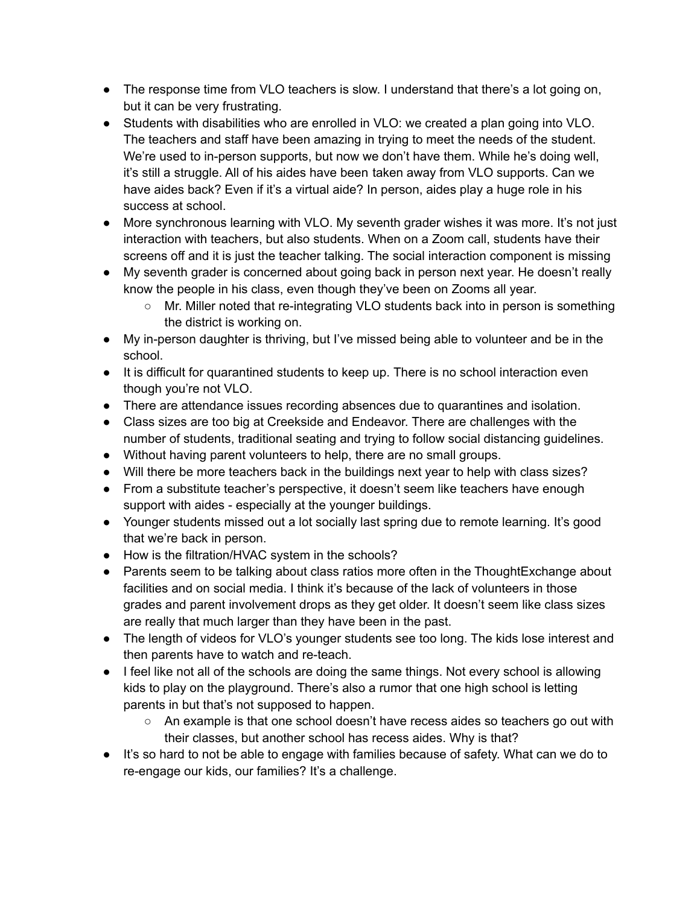- The response time from VLO teachers is slow. I understand that there's a lot going on, but it can be very frustrating.
- Students with disabilities who are enrolled in VLO: we created a plan going into VLO. The teachers and staff have been amazing in trying to meet the needs of the student. We're used to in-person supports, but now we don't have them. While he's doing well, it's still a struggle. All of his aides have been taken away from VLO supports. Can we have aides back? Even if it's a virtual aide? In person, aides play a huge role in his success at school.
- More synchronous learning with VLO. My seventh grader wishes it was more. It's not just interaction with teachers, but also students. When on a Zoom call, students have their screens off and it is just the teacher talking. The social interaction component is missing
- My seventh grader is concerned about going back in person next year. He doesn't really know the people in his class, even though they've been on Zooms all year.
  - Mr. Miller noted that re-integrating VLO students back into in person is something the district is working on.
- My in-person daughter is thriving, but I've missed being able to volunteer and be in the school.
- It is difficult for quarantined students to keep up. There is no school interaction even though you're not VLO.
- There are attendance issues recording absences due to quarantines and isolation.
- Class sizes are too big at Creekside and Endeavor. There are challenges with the number of students, traditional seating and trying to follow social distancing guidelines.
- Without having parent volunteers to help, there are no small groups.
- Will there be more teachers back in the buildings next year to help with class sizes?
- From a substitute teacher's perspective, it doesn't seem like teachers have enough support with aides - especially at the younger buildings.
- Younger students missed out a lot socially last spring due to remote learning. It's good that we're back in person.
- How is the filtration/HVAC system in the schools?
- Parents seem to be talking about class ratios more often in the ThoughtExchange about facilities and on social media. I think it's because of the lack of volunteers in those grades and parent involvement drops as they get older. It doesn't seem like class sizes are really that much larger than they have been in the past.
- The length of videos for VLO's younger students see too long. The kids lose interest and then parents have to watch and re-teach.
- I feel like not all of the schools are doing the same things. Not every school is allowing kids to play on the playground. There's also a rumor that one high school is letting parents in but that's not supposed to happen.
  - An example is that one school doesn't have recess aides so teachers go out with their classes, but another school has recess aides. Why is that?
- It's so hard to not be able to engage with families because of safety. What can we do to re-engage our kids, our families? It's a challenge.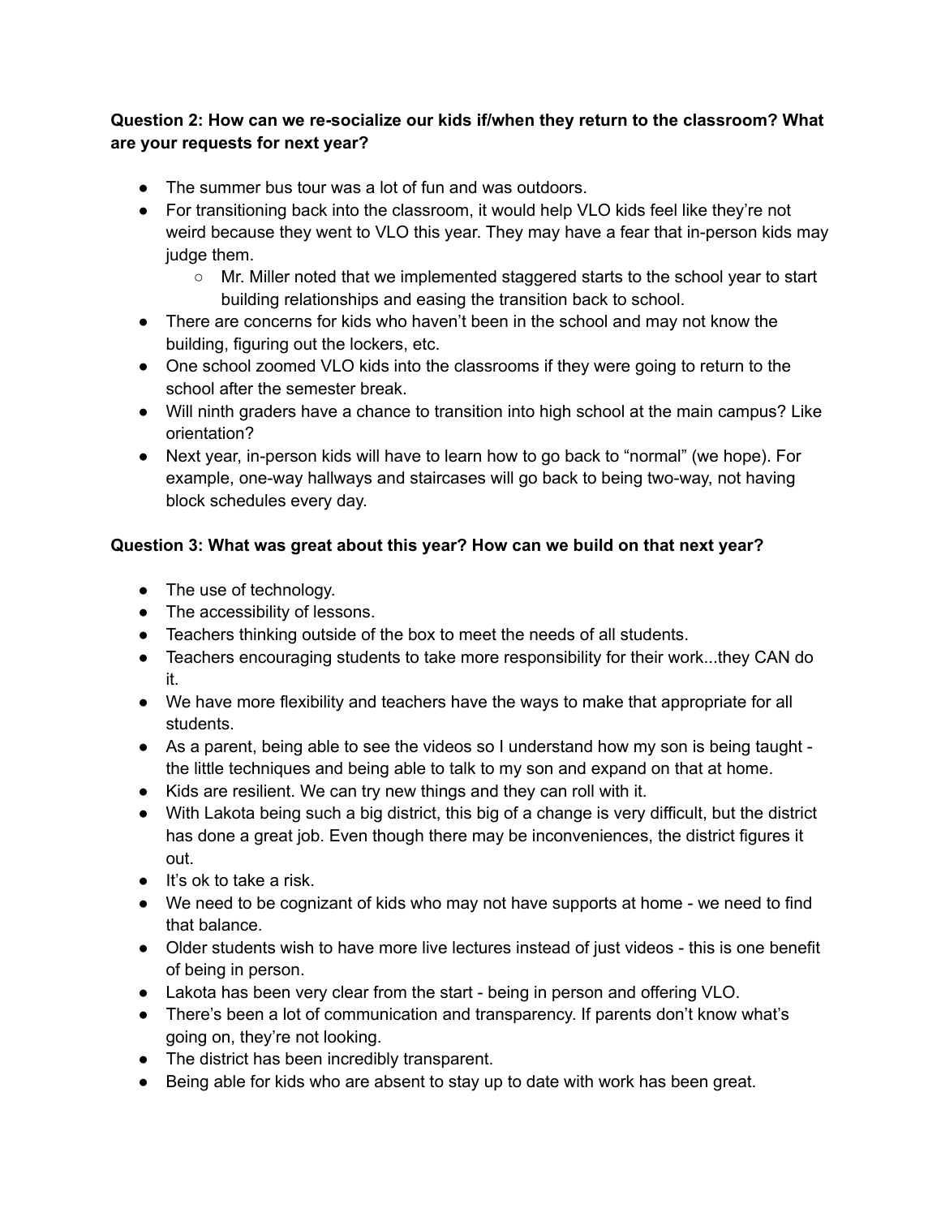**Question 2: How can we re-socialize our kids if/when they return to the classroom? What are your requests for next year?**

- The summer bus tour was a lot of fun and was outdoors.
- For transitioning back into the classroom, it would help VLO kids feel like they're not weird because they went to VLO this year. They may have a fear that in-person kids may judge them.
  - Mr. Miller noted that we implemented staggered starts to the school year to start building relationships and easing the transition back to school.
- There are concerns for kids who haven't been in the school and may not know the building, figuring out the lockers, etc.
- One school zoomed VLO kids into the classrooms if they were going to return to the school after the semester break.
- Will ninth graders have a chance to transition into high school at the main campus? Like orientation?
- Next year, in-person kids will have to learn how to go back to "normal" (we hope). For example, one-way hallways and staircases will go back to being two-way, not having block schedules every day.

**Question 3: What was great about this year? How can we build on that next year?**

- The use of technology.
- The accessibility of lessons.
- Teachers thinking outside of the box to meet the needs of all students.
- Teachers encouraging students to take more responsibility for their work...they CAN do it.
- We have more flexibility and teachers have the ways to make that appropriate for all students.
- As a parent, being able to see the videos so I understand how my son is being taught - the little techniques and being able to talk to my son and expand on that at home.
- Kids are resilient. We can try new things and they can roll with it.
- With Lakota being such a big district, this big of a change is very difficult, but the district has done a great job. Even though there may be inconveniences, the district figures it out.
- It's ok to take a risk.
- We need to be cognizant of kids who may not have supports at home - we need to find that balance.
- Older students wish to have more live lectures instead of just videos - this is one benefit of being in person.
- Lakota has been very clear from the start - being in person and offering VLO.
- There's been a lot of communication and transparency. If parents don't know what's going on, they're not looking.
- The district has been incredibly transparent.
- Being able for kids who are absent to stay up to date with work has been great.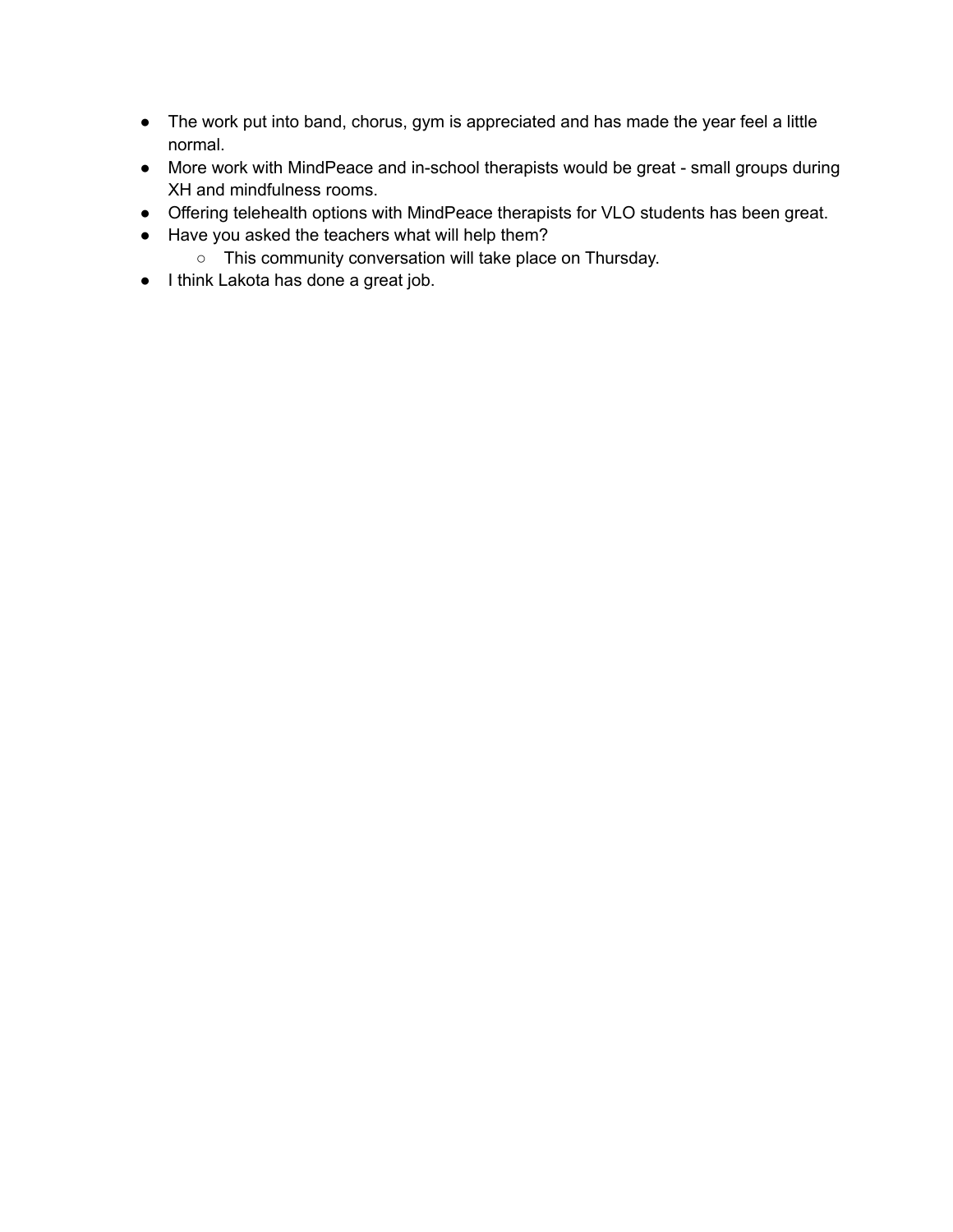- The work put into band, chorus, gym is appreciated and has made the year feel a little normal.
- More work with MindPeace and in-school therapists would be great - small groups during XH and mindfulness rooms.
- Offering telehealth options with MindPeace therapists for VLO students has been great.
- Have you asked the teachers what will help them?
  - This community conversation will take place on Thursday.
- I think Lakota has done a great job.